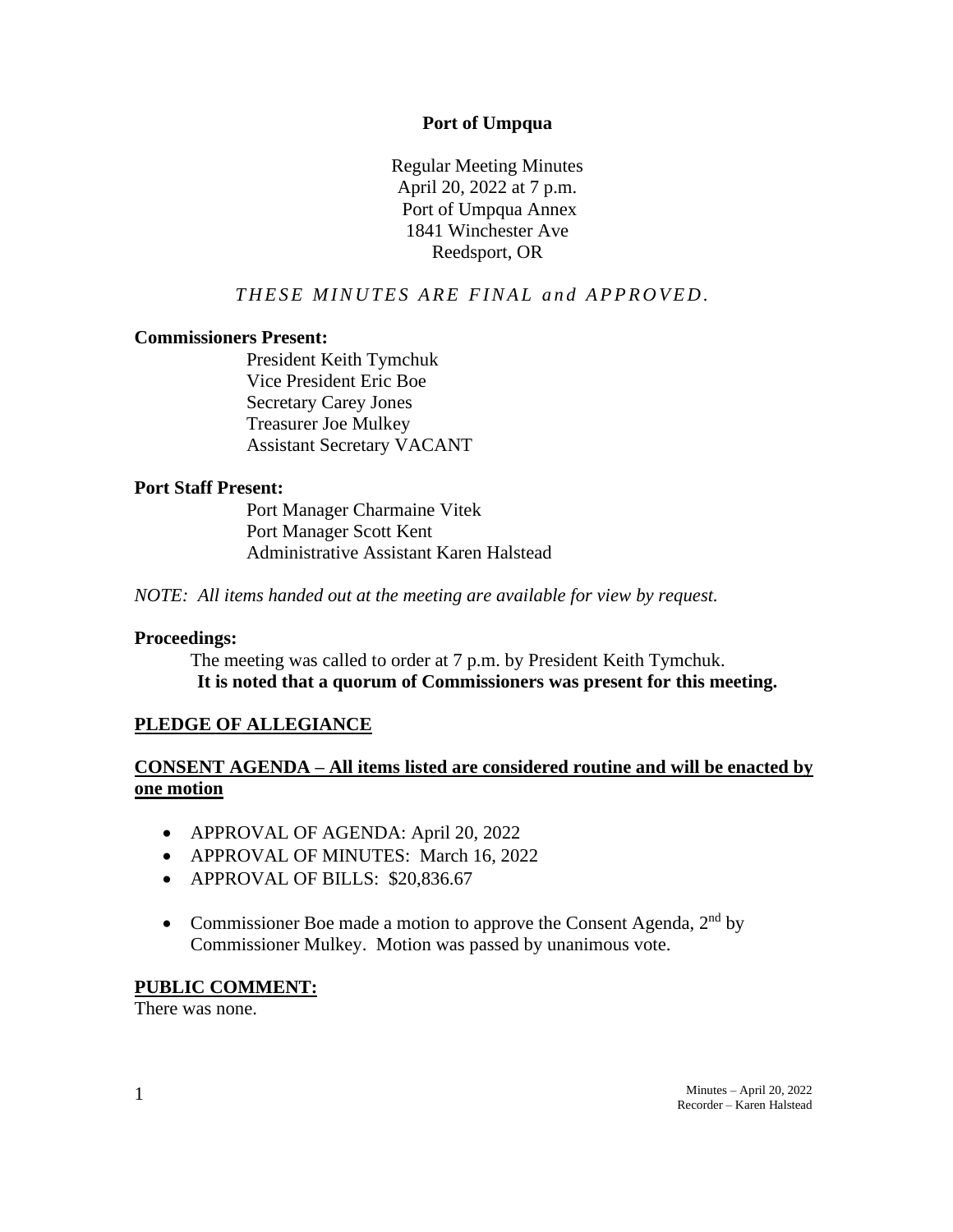# Port of Umpqua

Regular Meeting Minutes
April 20, 2022 at 7 p.m.
Port of Umpqua Annex
1841 Winchester Ave
Reedsport, OR

*THESE MINUTES ARE FINAL and APPROVED.*

**Commissioners Present:**

President Keith Tymchuk
Vice President Eric Boe
Secretary Carey Jones
Treasurer Joe Mulkey
Assistant Secretary VACANT

**Port Staff Present:**

Port Manager Charmaine Vitek
Port Manager Scott Kent
Administrative Assistant Karen Halstead

*NOTE: All items handed out at the meeting are available for view by request.*

**Proceedings:**

The meeting was called to order at 7 p.m. by President Keith Tymchuk.
**It is noted that a quorum of Commissioners was present for this meeting.**

## PLEDGE OF ALLEGIANCE

## CONSENT AGENDA – All items listed are considered routine and will be enacted by one motion

- APPROVAL OF AGENDA: April 20, 2022
- APPROVAL OF MINUTES: March 16, 2022
- APPROVAL OF BILLS: $20,836.67

- Commissioner Boe made a motion to approve the Consent Agenda, 2nd by Commissioner Mulkey. Motion was passed by unanimous vote.

## PUBLIC COMMENT:

There was none.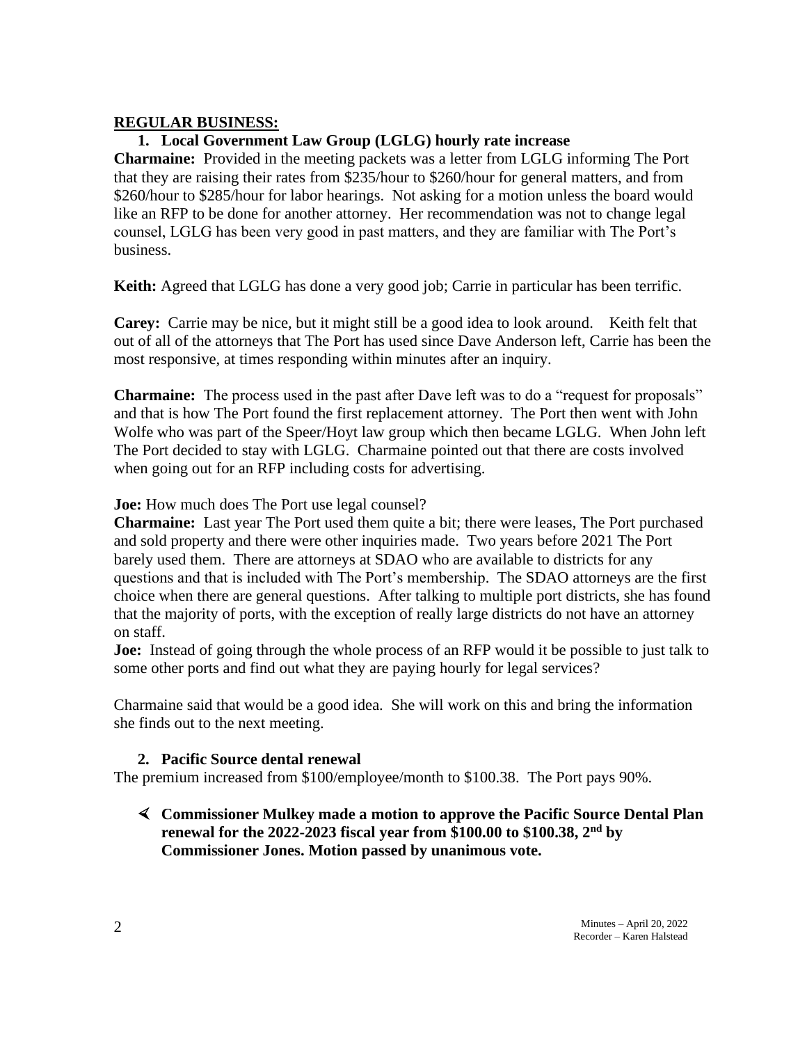## REGULAR BUSINESS:

### 1. Local Government Law Group (LGLG) hourly rate increase

**Charmaine:** Provided in the meeting packets was a letter from LGLG informing The Port that they are raising their rates from $235/hour to $260/hour for general matters, and from $260/hour to $285/hour for labor hearings. Not asking for a motion unless the board would like an RFP to be done for another attorney. Her recommendation was not to change legal counsel, LGLG has been very good in past matters, and they are familiar with The Port's business.

**Keith:** Agreed that LGLG has done a very good job; Carrie in particular has been terrific.

**Carey:** Carrie may be nice, but it might still be a good idea to look around. Keith felt that out of all of the attorneys that The Port has used since Dave Anderson left, Carrie has been the most responsive, at times responding within minutes after an inquiry.

**Charmaine:** The process used in the past after Dave left was to do a "request for proposals" and that is how The Port found the first replacement attorney. The Port then went with John Wolfe who was part of the Speer/Hoyt law group which then became LGLG. When John left The Port decided to stay with LGLG. Charmaine pointed out that there are costs involved when going out for an RFP including costs for advertising.

**Joe:** How much does The Port use legal counsel?

**Charmaine:** Last year The Port used them quite a bit; there were leases, The Port purchased and sold property and there were other inquiries made. Two years before 2021 The Port barely used them. There are attorneys at SDAO who are available to districts for any questions and that is included with The Port's membership. The SDAO attorneys are the first choice when there are general questions. After talking to multiple port districts, she has found that the majority of ports, with the exception of really large districts do not have an attorney on staff.

**Joe:** Instead of going through the whole process of an RFP would it be possible to just talk to some other ports and find out what they are paying hourly for legal services?

Charmaine said that would be a good idea. She will work on this and bring the information she finds out to the next meeting.

### 2. Pacific Source dental renewal

The premium increased from $100/employee/month to $100.38. The Port pays 90%.

- **Commissioner Mulkey made a motion to approve the Pacific Source Dental Plan renewal for the 2022-2023 fiscal year from $100.00 to $100.38, 2nd by Commissioner Jones. Motion passed by unanimous vote.**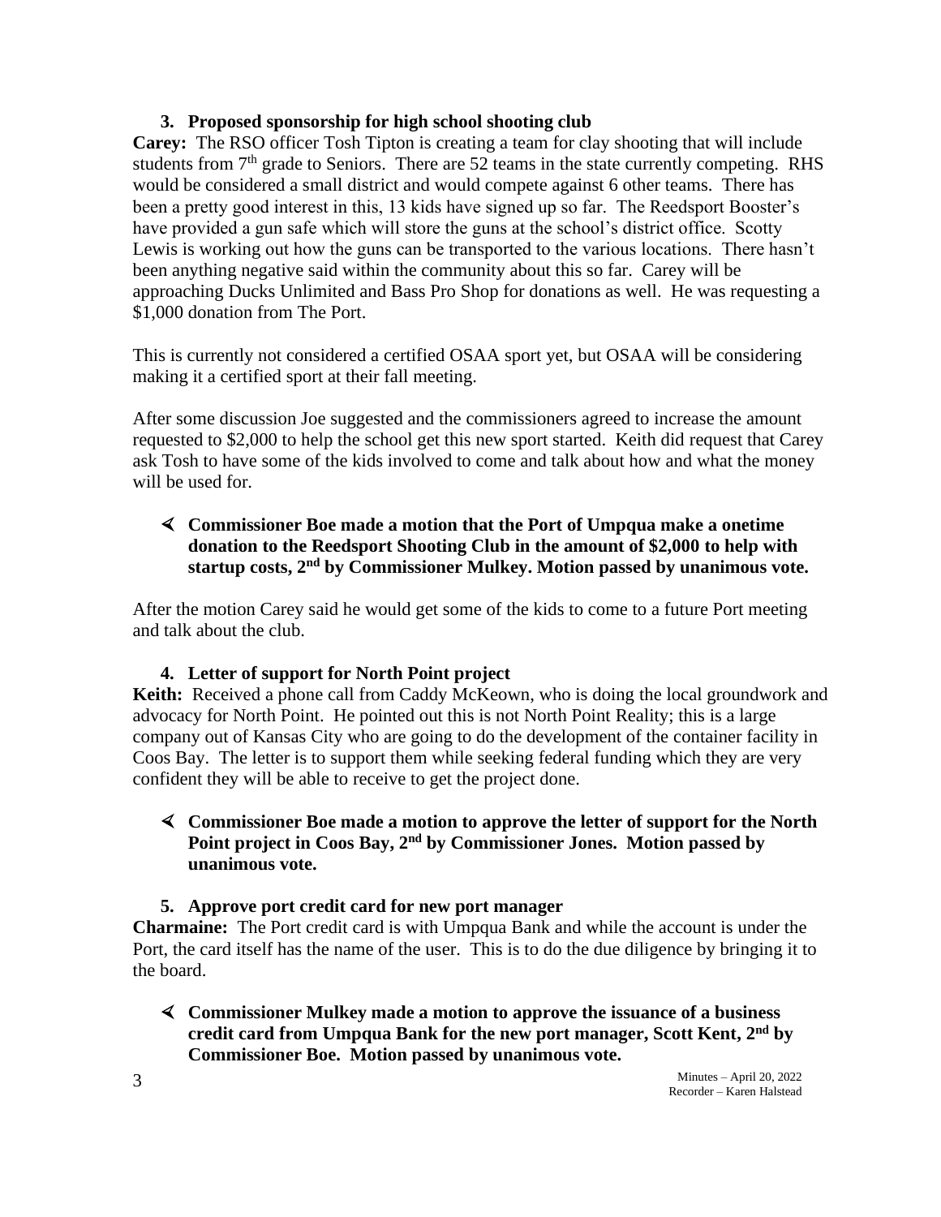### 3. Proposed sponsorship for high school shooting club

**Carey:** The RSO officer Tosh Tipton is creating a team for clay shooting that will include students from 7th grade to Seniors. There are 52 teams in the state currently competing. RHS would be considered a small district and would compete against 6 other teams. There has been a pretty good interest in this, 13 kids have signed up so far. The Reedsport Booster's have provided a gun safe which will store the guns at the school's district office. Scotty Lewis is working out how the guns can be transported to the various locations. There hasn't been anything negative said within the community about this so far. Carey will be approaching Ducks Unlimited and Bass Pro Shop for donations as well. He was requesting a $1,000 donation from The Port.

This is currently not considered a certified OSAA sport yet, but OSAA will be considering making it a certified sport at their fall meeting.

After some discussion Joe suggested and the commissioners agreed to increase the amount requested to $2,000 to help the school get this new sport started. Keith did request that Carey ask Tosh to have some of the kids involved to come and talk about how and what the money will be used for.

- **Commissioner Boe made a motion that the Port of Umpqua make a onetime donation to the Reedsport Shooting Club in the amount of $2,000 to help with startup costs, 2nd by Commissioner Mulkey. Motion passed by unanimous vote.**

After the motion Carey said he would get some of the kids to come to a future Port meeting and talk about the club.

### 4. Letter of support for North Point project

**Keith:** Received a phone call from Caddy McKeown, who is doing the local groundwork and advocacy for North Point. He pointed out this is not North Point Reality; this is a large company out of Kansas City who are going to do the development of the container facility in Coos Bay. The letter is to support them while seeking federal funding which they are very confident they will be able to receive to get the project done.

- **Commissioner Boe made a motion to approve the letter of support for the North Point project in Coos Bay, 2nd by Commissioner Jones. Motion passed by unanimous vote.**

### 5. Approve port credit card for new port manager

**Charmaine:** The Port credit card is with Umpqua Bank and while the account is under the Port, the card itself has the name of the user. This is to do the due diligence by bringing it to the board.

- **Commissioner Mulkey made a motion to approve the issuance of a business credit card from Umpqua Bank for the new port manager, Scott Kent, 2nd by Commissioner Boe. Motion passed by unanimous vote.**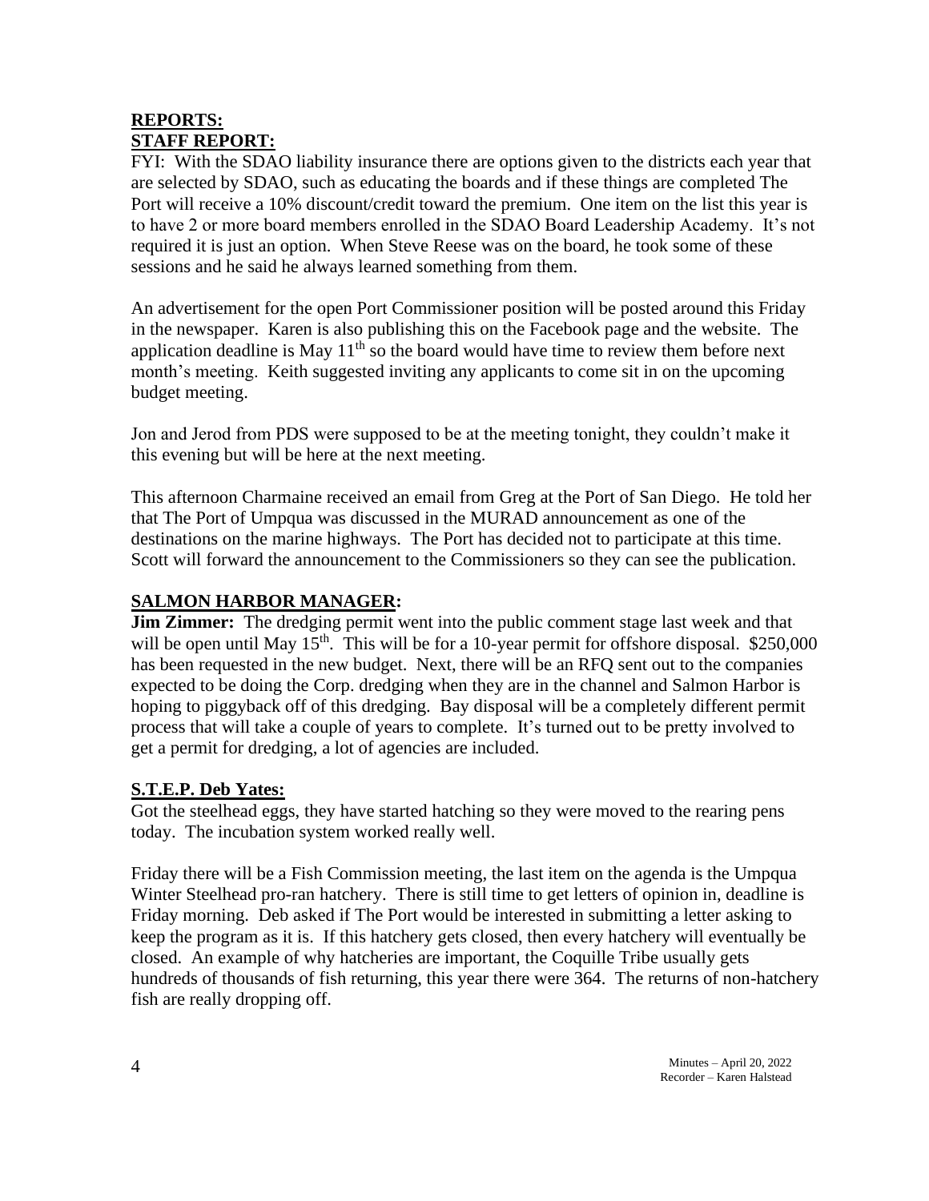## REPORTS:

## STAFF REPORT:

FYI: With the SDAO liability insurance there are options given to the districts each year that are selected by SDAO, such as educating the boards and if these things are completed The Port will receive a 10% discount/credit toward the premium. One item on the list this year is to have 2 or more board members enrolled in the SDAO Board Leadership Academy. It's not required it is just an option. When Steve Reese was on the board, he took some of these sessions and he said he always learned something from them.

An advertisement for the open Port Commissioner position will be posted around this Friday in the newspaper. Karen is also publishing this on the Facebook page and the website. The application deadline is May 11th so the board would have time to review them before next month's meeting. Keith suggested inviting any applicants to come sit in on the upcoming budget meeting.

Jon and Jerod from PDS were supposed to be at the meeting tonight, they couldn't make it this evening but will be here at the next meeting.

This afternoon Charmaine received an email from Greg at the Port of San Diego. He told her that The Port of Umpqua was discussed in the MURAD announcement as one of the destinations on the marine highways. The Port has decided not to participate at this time. Scott will forward the announcement to the Commissioners so they can see the publication.

## SALMON HARBOR MANAGER:

**Jim Zimmer:** The dredging permit went into the public comment stage last week and that will be open until May 15th. This will be for a 10-year permit for offshore disposal. $250,000 has been requested in the new budget. Next, there will be an RFQ sent out to the companies expected to be doing the Corp. dredging when they are in the channel and Salmon Harbor is hoping to piggyback off of this dredging. Bay disposal will be a completely different permit process that will take a couple of years to complete. It's turned out to be pretty involved to get a permit for dredging, a lot of agencies are included.

## S.T.E.P. Deb Yates:

Got the steelhead eggs, they have started hatching so they were moved to the rearing pens today. The incubation system worked really well.

Friday there will be a Fish Commission meeting, the last item on the agenda is the Umpqua Winter Steelhead pro-ran hatchery. There is still time to get letters of opinion in, deadline is Friday morning. Deb asked if The Port would be interested in submitting a letter asking to keep the program as it is. If this hatchery gets closed, then every hatchery will eventually be closed. An example of why hatcheries are important, the Coquille Tribe usually gets hundreds of thousands of fish returning, this year there were 364. The returns of non-hatchery fish are really dropping off.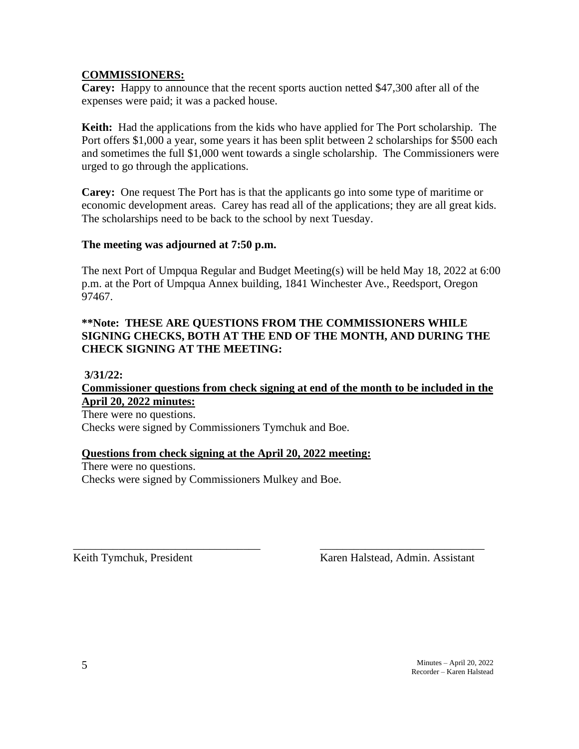**COMMISSIONERS:**

**Carey:** Happy to announce that the recent sports auction netted $47,300 after all of the expenses were paid; it was a packed house.

**Keith:** Had the applications from the kids who have applied for The Port scholarship. The Port offers $1,000 a year, some years it has been split between 2 scholarships for $500 each and sometimes the full $1,000 went towards a single scholarship. The Commissioners were urged to go through the applications.

**Carey:** One request The Port has is that the applicants go into some type of maritime or economic development areas. Carey has read all of the applications; they are all great kids. The scholarships need to be back to the school by next Tuesday.

**The meeting was adjourned at 7:50 p.m.**

The next Port of Umpqua Regular and Budget Meeting(s) will be held May 18, 2022 at 6:00 p.m. at the Port of Umpqua Annex building, 1841 Winchester Ave., Reedsport, Oregon 97467.

**\*\*Note: THESE ARE QUESTIONS FROM THE COMMISSIONERS WHILE SIGNING CHECKS, BOTH AT THE END OF THE MONTH, AND DURING THE CHECK SIGNING AT THE MEETING:**

**3/31/22:**

**Commissioner questions from check signing at end of the month to be included in the April 20, 2022 minutes:**

There were no questions.
Checks were signed by Commissioners Tymchuk and Boe.

**Questions from check signing at the April 20, 2022 meeting:**

There were no questions.
Checks were signed by Commissioners Mulkey and Boe.

\_\_\_\_\_\_\_\_\_\_\_\_\_\_\_\_\_\_\_\_\_\_\_\_\_\_\_\_\_\_\_\_\_\_
Keith Tymchuk, President

\_\_\_\_\_\_\_\_\_\_\_\_\_\_\_\_\_\_\_\_\_\_\_\_\_\_\_\_\_\_\_\_\_\_
Karen Halstead, Admin. Assistant